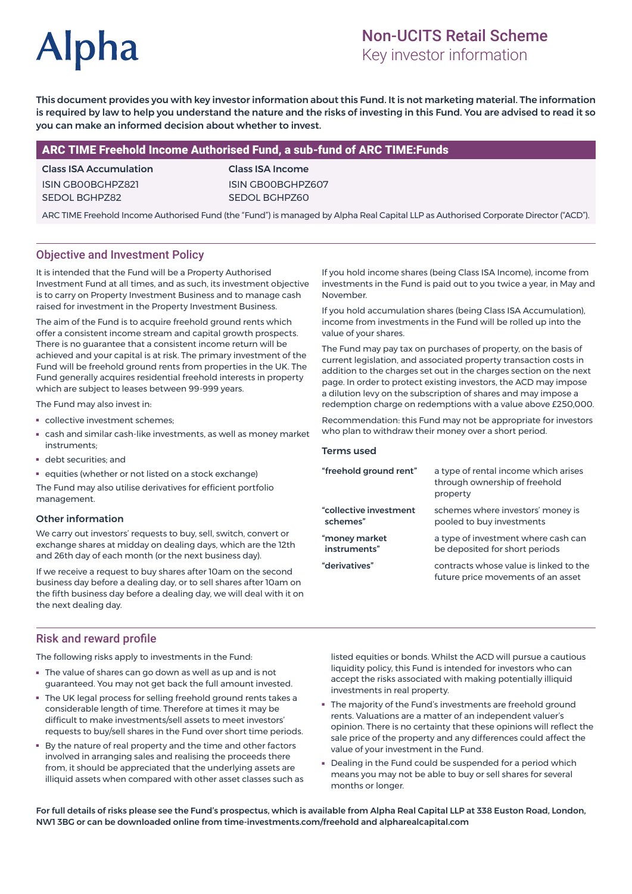# Alpha

## Non-UCITS Retail Scheme
Key investor information

**This document provides you with key investor information about this Fund. It is not marketing material. The information is required by law to help you understand the nature and the risks of investing in this Fund. You are advised to read it so you can make an informed decision about whether to invest.**

## ARC TIME Freehold Income Authorised Fund, a sub-fund of ARC TIME:Funds

| **Class ISA Accumulation** | **Class ISA Income** |
|---|---|
| ISIN GB00BGHPZ821 | ISIN GB00BGHPZ607 |
| SEDOL BGHPZ82 | SEDOL BGHPZ60 |

ARC TIME Freehold Income Authorised Fund (the "Fund") is managed by Alpha Real Capital LLP as Authorised Corporate Director ("ACD").

## Objective and Investment Policy

It is intended that the Fund will be a Property Authorised Investment Fund at all times, and as such, its investment objective is to carry on Property Investment Business and to manage cash raised for investment in the Property Investment Business.

The aim of the Fund is to acquire freehold ground rents which offer a consistent income stream and capital growth prospects. There is no guarantee that a consistent income return will be achieved and your capital is at risk. The primary investment of the Fund will be freehold ground rents from properties in the UK. The Fund generally acquires residential freehold interests in property which are subject to leases between 99-999 years.

The Fund may also invest in:

- collective investment schemes;
- cash and similar cash-like investments, as well as money market instruments;
- debt securities; and
- equities (whether or not listed on a stock exchange)

The Fund may also utilise derivatives for efficient portfolio management.

### Other information

We carry out investors' requests to buy, sell, switch, convert or exchange shares at midday on dealing days, which are the 12th and 26th day of each month (or the next business day).

If we receive a request to buy shares after 10am on the second business day before a dealing day, or to sell shares after 10am on the fifth business day before a dealing day, we will deal with it on the next dealing day.

If you hold income shares (being Class ISA Income), income from investments in the Fund is paid out to you twice a year, in May and November.

If you hold accumulation shares (being Class ISA Accumulation), income from investments in the Fund will be rolled up into the value of your shares.

The Fund may pay tax on purchases of property, on the basis of current legislation, and associated property transaction costs in addition to the charges set out in the charges section on the next page. In order to protect existing investors, the ACD may impose a dilution levy on the subscription of shares and may impose a redemption charge on redemptions with a value above £250,000.

Recommendation: this Fund may not be appropriate for investors who plan to withdraw their money over a short period.

### Terms used

| Term | Meaning |
|---|---|
| **"freehold ground rent"** | a type of rental income which arises through ownership of freehold property |
| **"collective investment schemes"** | schemes where investors' money is pooled to buy investments |
| **"money market instruments"** | a type of investment where cash can be deposited for short periods |
| **"derivatives"** | contracts whose value is linked to the future price movements of an asset |

## Risk and reward profile

The following risks apply to investments in the Fund:

- The value of shares can go down as well as up and is not guaranteed. You may not get back the full amount invested.
- The UK legal process for selling freehold ground rents takes a considerable length of time. Therefore at times it may be difficult to make investments/sell assets to meet investors' requests to buy/sell shares in the Fund over short time periods.
- By the nature of real property and the time and other factors involved in arranging sales and realising the proceeds there from, it should be appreciated that the underlying assets are illiquid assets when compared with other asset classes such as listed equities or bonds. Whilst the ACD will pursue a cautious liquidity policy, this Fund is intended for investors who can accept the risks associated with making potentially illiquid investments in real property.
- The majority of the Fund's investments are freehold ground rents. Valuations are a matter of an independent valuer's opinion. There is no certainty that these opinions will reflect the sale price of the property and any differences could affect the value of your investment in the Fund.
- Dealing in the Fund could be suspended for a period which means you may not be able to buy or sell shares for several months or longer.

**For full details of risks please see the Fund's prospectus, which is available from Alpha Real Capital LLP at 338 Euston Road, London, NW1 3BG or can be downloaded online from time-investments.com/freehold and alpharealcapital.com**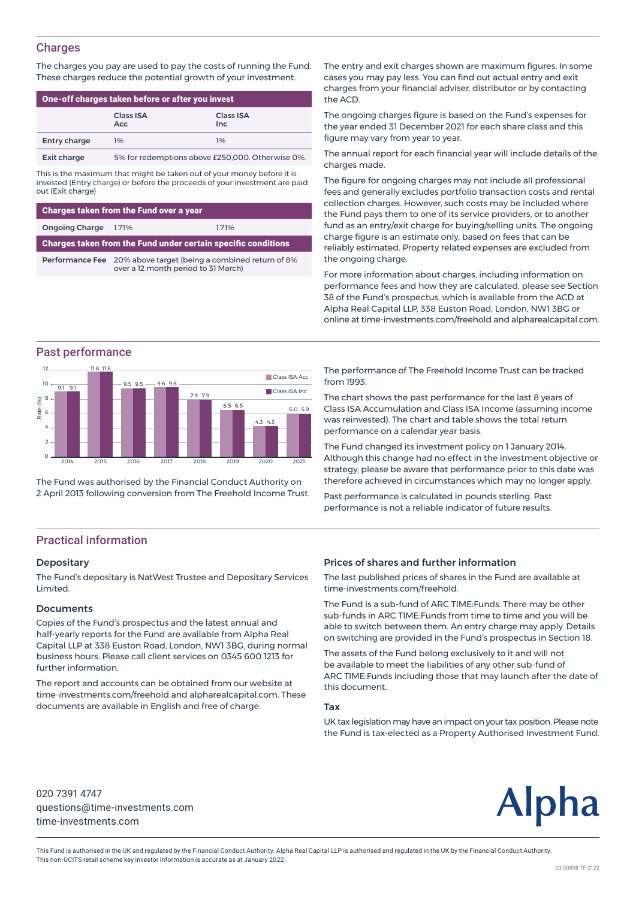## Charges

The charges you pay are used to pay the costs of running the Fund. These charges reduce the potential growth of your investment.

| One-off charges taken before or after you invest | | |
|---|---|---|
| | Class ISA Acc | Class ISA Inc |
| **Entry charge** | 1% | 1% |
| **Exit charge** | 5% for redemptions above £250,000. Otherwise 0%. | |

This is the maximum that might be taken out of your money before it is invested (Entry charge) or before the proceeds of your investment are paid out (Exit charge)

| Charges taken from the Fund over a year | | |
|---|---|---|
| **Ongoing Charge** | 1.71% | 1.71% |
| **Charges taken from the Fund under certain specific conditions** | | |
| **Performance Fee** | 20% above target (being a combined return of 8% over a 12 month period to 31 March) | |

The entry and exit charges shown are maximum figures. In some cases you may pay less. You can find out actual entry and exit charges from your financial adviser, distributor or by contacting the ACD.

The ongoing charges figure is based on the Fund's expenses for the year ended 31 December 2021 for each share class and this figure may vary from year to year.

The annual report for each financial year will include details of the charges made.

The figure for ongoing charges may not include all professional fees and generally excludes portfolio transaction costs and rental collection charges. However, such costs may be included where the Fund pays them to one of its service providers, or to another fund as an entry/exit charge for buying/selling units. The ongoing charge figure is an estimate only, based on fees that can be reliably estimated. Property related expenses are excluded from the ongoing charge.

For more information about charges, including information on performance fees and how they are calculated, please see Section 38 of the Fund's prospectus, which is available from the ACD at Alpha Real Capital LLP, 338 Euston Road, London, NW1 3BG or online at time-investments.com/freehold and alpharealcapital.com.

## Past performance

Rate (%)
12
10
8
6
4
2
0
2014: 9.1 9.1
2015: 11.8 11.8
2016: 9.5 9.5
2017: 9.6 9.6
2018: 7.9 7.9
2019: 6.5 6.5
2020: 4.3 4.3
2021: 6.0 5.9
Class ISA Acc
Class ISA Inc

The Fund was authorised by the Financial Conduct Authority on 2 April 2013 following conversion from The Freehold Income Trust.

The performance of The Freehold Income Trust can be tracked from 1993.

The chart shows the past performance for the last 8 years of Class ISA Accumulation and Class ISA Income (assuming income was reinvested). The chart and table shows the total return performance on a calendar year basis.

The Fund changed its investment policy on 1 January 2014. Although this change had no effect in the investment objective or strategy, please be aware that performance prior to this date was therefore achieved in circumstances which may no longer apply.

Past performance is calculated in pounds sterling. Past performance is not a reliable indicator of future results.

## Practical information

### Depositary

The Fund's depositary is NatWest Trustee and Depositary Services Limited.

### Documents

Copies of the Fund's prospectus and the latest annual and half-yearly reports for the Fund are available from Alpha Real Capital LLP at 338 Euston Road, London, NW1 3BG, during normal business hours. Please call client services on 0345 600 1213 for further information.

The report and accounts can be obtained from our website at time-investments.com/freehold and alpharealcapital.com. These documents are available in English and free of charge.

### Prices of shares and further information

The last published prices of shares in the Fund are available at time-investments.com/freehold.

The Fund is a sub-fund of ARC TIME:Funds. There may be other sub-funds in ARC TIME:Funds from time to time and you will be able to switch between them. An entry charge may apply. Details on switching are provided in the Fund's prospectus in Section 18.

The assets of the Fund belong exclusively to it and will not be available to meet the liabilities of any other sub-fund of ARC TIME:Funds including those that may launch after the date of this document.

### Tax

UK tax legislation may have an impact on your tax position. Please note the Fund is tax-elected as a Property Authorised Investment Fund.

020 7391 4747
questions@time-investments.com
time-investments.com

Alpha

This Fund is authorised in the UK and regulated by the Financial Conduct Authority. Alpha Real Capital LLP is authorised and regulated in the UK by the Financial Conduct Authority.
This non-UCITS retail scheme key investor information is accurate as at January 2022.

03 00898 TF 0122